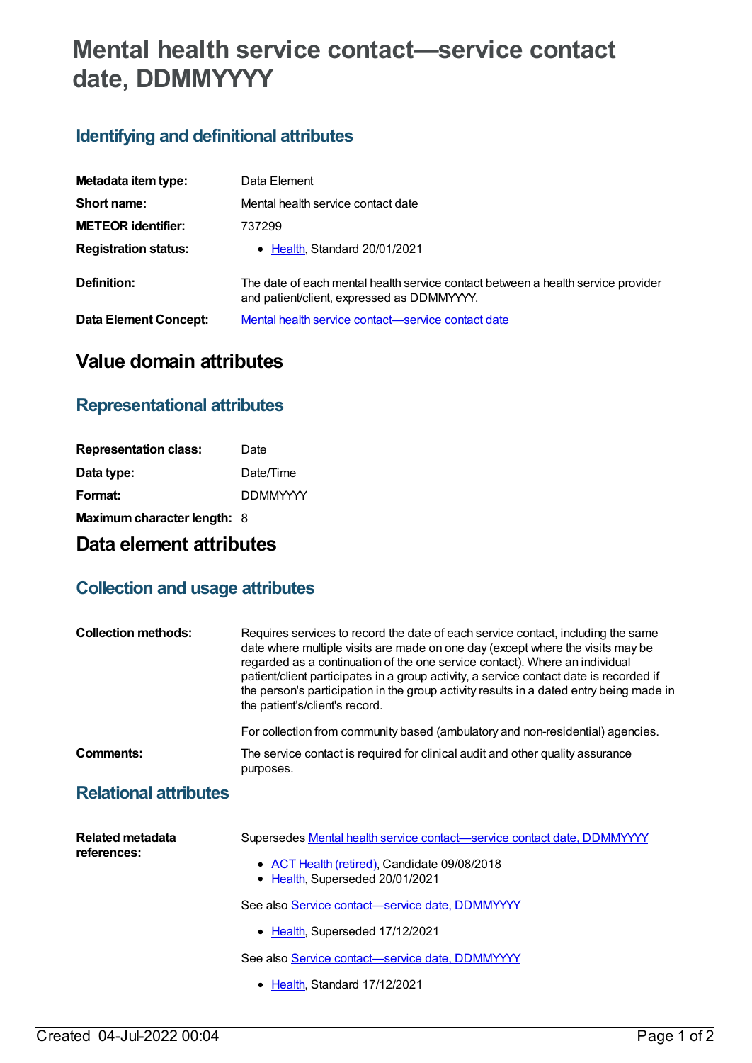# Mental health service contact—service contact date, DDMMYYYY

## Identifying and definitional attributes

| | |
|---|---|
| **Metadata item type:** | Data Element |
| **Short name:** | Mental health service contact date |
| **METEOR identifier:** | 737299 |
| **Registration status:** | • Health, Standard 20/01/2021 |
| **Definition:** | The date of each mental health service contact between a health service provider and patient/client, expressed as DDMMYYYY. |
| **Data Element Concept:** | Mental health service contact—service contact date |

# Value domain attributes

## Representational attributes

| | |
|---|---|
| **Representation class:** | Date |
| **Data type:** | Date/Time |
| **Format:** | DDMMYYYY |
| **Maximum character length:** | 8 |

# Data element attributes

## Collection and usage attributes

**Collection methods:**

Requires services to record the date of each service contact, including the same date where multiple visits are made on one day (except where the visits may be regarded as a continuation of the one service contact). Where an individual patient/client participates in a group activity, a service contact date is recorded if the person's participation in the group activity results in a dated entry being made in the patient's/client's record.

For collection from community based (ambulatory and non-residential) agencies.

**Comments:**

The service contact is required for clinical audit and other quality assurance purposes.

## Relational attributes

**Related metadata references:**

Supersedes Mental health service contact—service contact date, DDMMYYYY

- ACT Health (retired), Candidate 09/08/2018
- Health, Superseded 20/01/2021

See also Service contact—service date, DDMMYYYY

- Health, Superseded 17/12/2021

See also Service contact—service date, DDMMYYYY

- Health, Standard 17/12/2021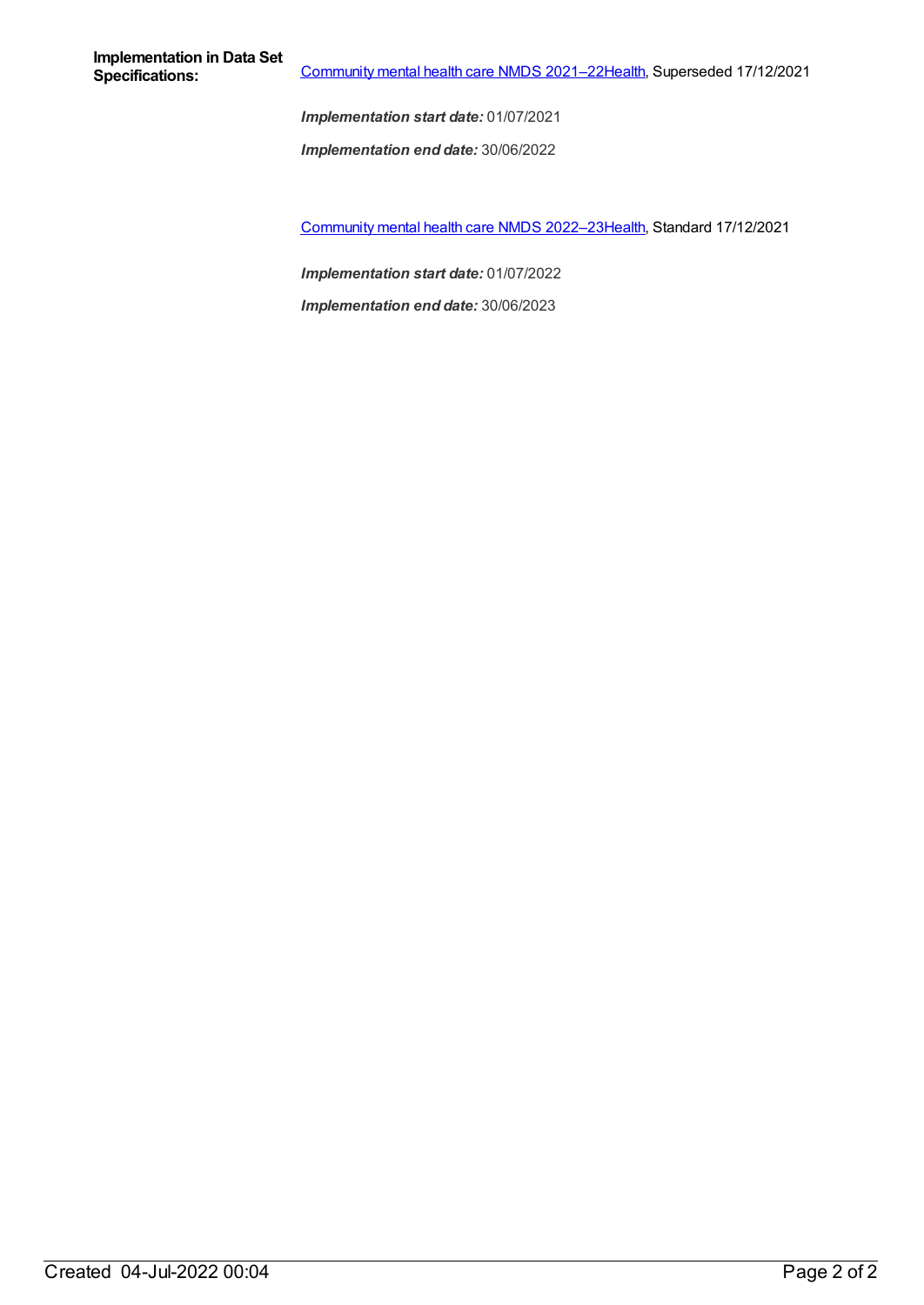**Implementation in Data Set Specifications:**

Community mental health care NMDS 2021–22Health, Superseded 17/12/2021

*Implementation start date:* 01/07/2021

*Implementation end date:* 30/06/2022

Community mental health care NMDS 2022–23Health, Standard 17/12/2021

*Implementation start date:* 01/07/2022

*Implementation end date:* 30/06/2023